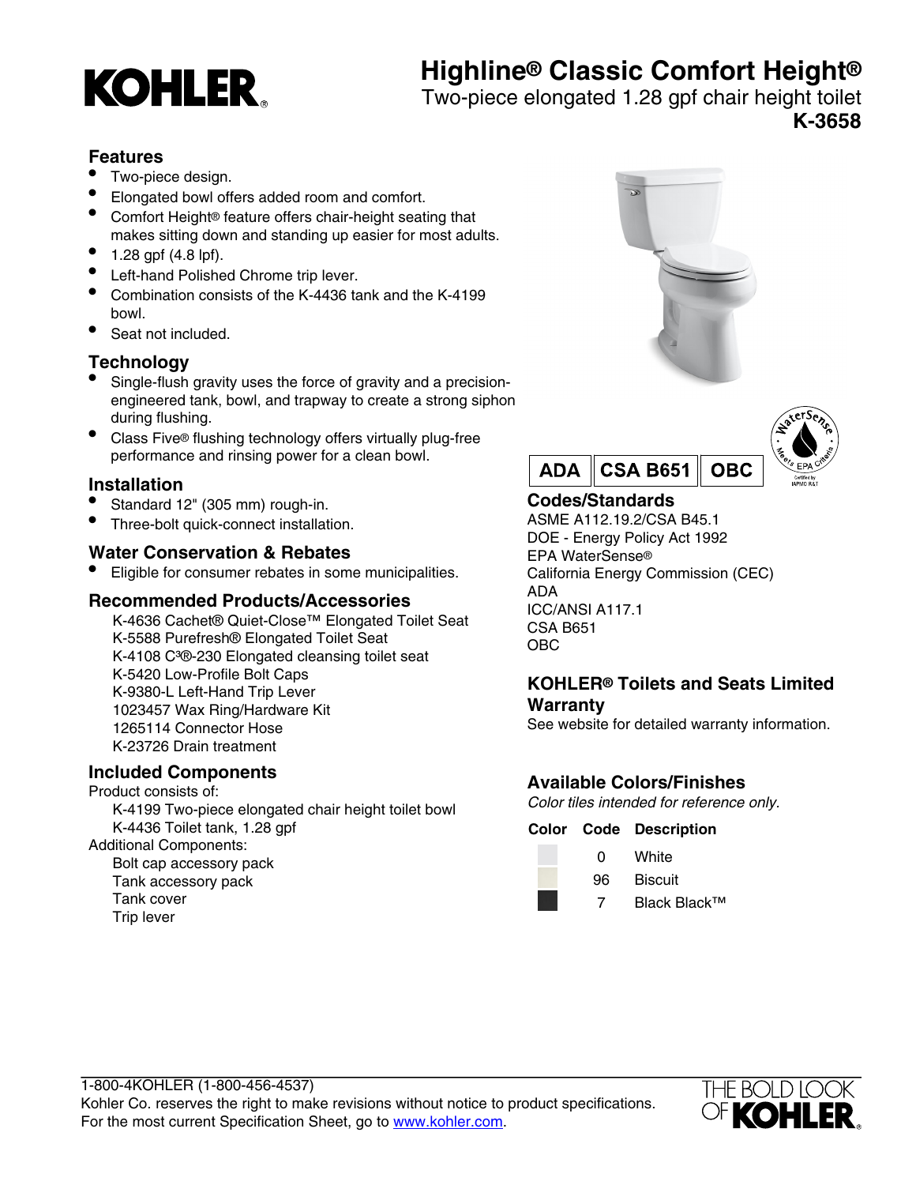# KOHLER

## Highline® Classic Comfort Height®

Two-piece elongated 1.28 gpf chair height toilet

**K-3658**

### Features

- Two-piece design.
- Elongated bowl offers added room and comfort.
- Comfort Height® feature offers chair-height seating that makes sitting down and standing up easier for most adults.
- 1.28 gpf (4.8 lpf).
- Left-hand Polished Chrome trip lever.
- Combination consists of the K-4436 tank and the K-4199 bowl.
- Seat not included.

### Technology

- Single-flush gravity uses the force of gravity and a precision-engineered tank, bowl, and trapway to create a strong siphon during flushing.
- Class Five® flushing technology offers virtually plug-free performance and rinsing power for a clean bowl.

### Installation

- Standard 12" (305 mm) rough-in.
- Three-bolt quick-connect installation.

### Water Conservation & Rebates

- Eligible for consumer rebates in some municipalities.

### Recommended Products/Accessories

K-4636 Cachet® Quiet-Close™ Elongated Toilet Seat
K-5588 Purefresh® Elongated Toilet Seat
K-4108 C³®-230 Elongated cleansing toilet seat
K-5420 Low-Profile Bolt Caps
K-9380-L Left-Hand Trip Lever
1023457 Wax Ring/Hardware Kit
1265114 Connector Hose
K-23726 Drain treatment

### Included Components

Product consists of:

K-4199 Two-piece elongated chair height toilet bowl
K-4436 Toilet tank, 1.28 gpf

Additional Components:

Bolt cap accessory pack
Tank accessory pack
Tank cover
Trip lever

ADA | CSA B651 | OBC

WaterSense · Meets EPA Criteria · Certified by IAPMO R&T

### Codes/Standards

ASME A112.19.2/CSA B45.1
DOE - Energy Policy Act 1992
EPA WaterSense®
California Energy Commission (CEC)
ADA
ICC/ANSI A117.1
CSA B651
OBC

### KOHLER® Toilets and Seats Limited Warranty

See website for detailed warranty information.

### Available Colors/Finishes

*Color tiles intended for reference only.*

| Color | Code | Description |
|---|---|---|
| | 0 | White |
| | 96 | Biscuit |
| | 7 | Black Black™ |

1-800-4KOHLER (1-800-456-4537)
Kohler Co. reserves the right to make revisions without notice to product specifications.
For the most current Specification Sheet, go to www.kohler.com.

THE BOLD LOOK OF KOHLER.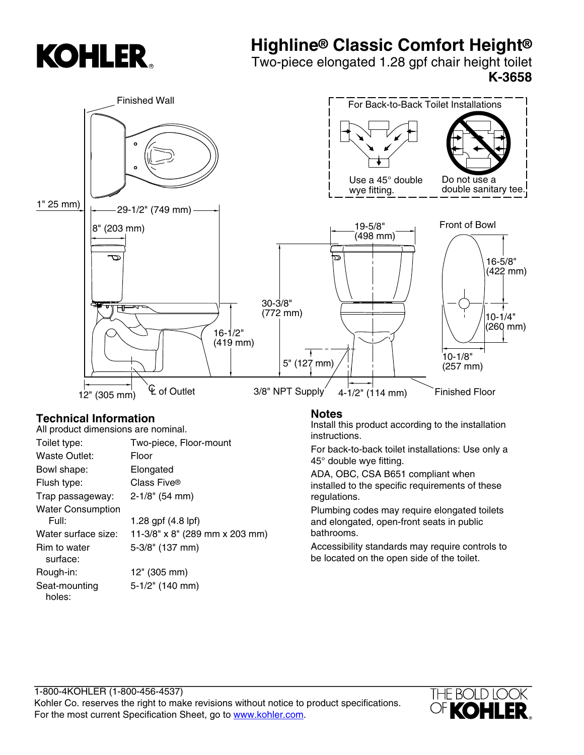# KOHLER

## Highline® Classic Comfort Height®

Two-piece elongated 1.28 gpf chair height toilet

**K-3658**

Finished Wall

For Back-to-Back Toilet Installations

Use a 45° double wye fitting.

Do not use a double sanitary tee.

1" 25 mm)

29-1/2" (749 mm)

8" (203 mm)

19-5/8" (498 mm)

Front of Bowl

16-5/8" (422 mm)

30-3/8" (772 mm)

16-1/2" (419 mm)

10-1/4" (260 mm)

10-1/8" (257 mm)

5" (127 mm)

12" (305 mm)

℄ of Outlet

3/8" NPT Supply

4-1/2" (114 mm)

Finished Floor

## Technical Information

All product dimensions are nominal.

| | |
|---|---|
| Toilet type: | Two-piece, Floor-mount |
| Waste Outlet: | Floor |
| Bowl shape: | Elongated |
| Flush type: | Class Five® |
| Trap passageway: | 2-1/8" (54 mm) |
| Water Consumption Full: | 1.28 gpf (4.8 lpf) |
| Water surface size: | 11-3/8" x 8" (289 mm x 203 mm) |
| Rim to water surface: | 5-3/8" (137 mm) |
| Rough-in: | 12" (305 mm) |
| Seat-mounting holes: | 5-1/2" (140 mm) |

## Notes

Install this product according to the installation instructions.

For back-to-back toilet installations: Use only a 45° double wye fitting.

ADA, OBC, CSA B651 compliant when installed to the specific requirements of these regulations.

Plumbing codes may require elongated toilets and elongated, open-front seats in public bathrooms.

Accessibility standards may require controls to be located on the open side of the toilet.

1-800-4KOHLER (1-800-456-4537)
Kohler Co. reserves the right to make revisions without notice to product specifications.
For the most current Specification Sheet, go to www.kohler.com.

THE BOLD LOOK OF KOHLER.